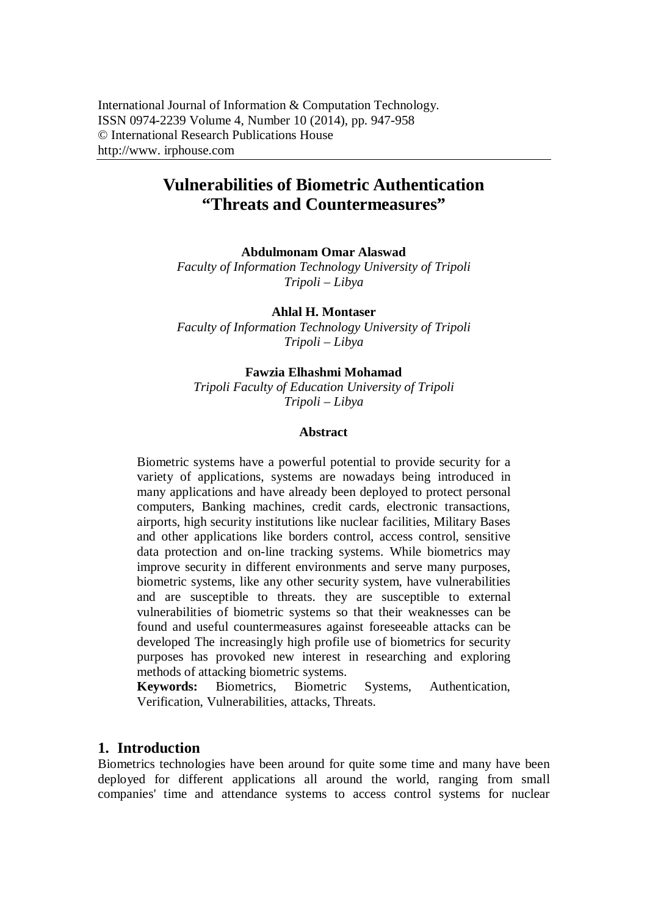International Journal of Information & Computation Technology.
ISSN 0974-2239 Volume 4, Number 10 (2014), pp. 947-958
© International Research Publications House
http://www. irphouse.com

# Vulnerabilities of Biometric Authentication "Threats and Countermeasures"

**Abdulmonam Omar Alaswad**
*Faculty of Information Technology University of Tripoli*
*Tripoli – Libya*

**Ahlal H. Montaser**
*Faculty of Information Technology University of Tripoli*
*Tripoli – Libya*

**Fawzia Elhashmi Mohamad**
*Tripoli Faculty of Education University of Tripoli*
*Tripoli – Libya*

### Abstract

Biometric systems have a powerful potential to provide security for a variety of applications, systems are nowadays being introduced in many applications and have already been deployed to protect personal computers, Banking machines, credit cards, electronic transactions, airports, high security institutions like nuclear facilities, Military Bases and other applications like borders control, access control, sensitive data protection and on-line tracking systems. While biometrics may improve security in different environments and serve many purposes, biometric systems, like any other security system, have vulnerabilities and are susceptible to threats. they are susceptible to external vulnerabilities of biometric systems so that their weaknesses can be found and useful countermeasures against foreseeable attacks can be developed The increasingly high profile use of biometrics for security purposes has provoked new interest in researching and exploring methods of attacking biometric systems.

**Keywords:** Biometrics, Biometric Systems, Authentication, Verification, Vulnerabilities, attacks, Threats.

## 1. Introduction

Biometrics technologies have been around for quite some time and many have been deployed for different applications all around the world, ranging from small companies' time and attendance systems to access control systems for nuclear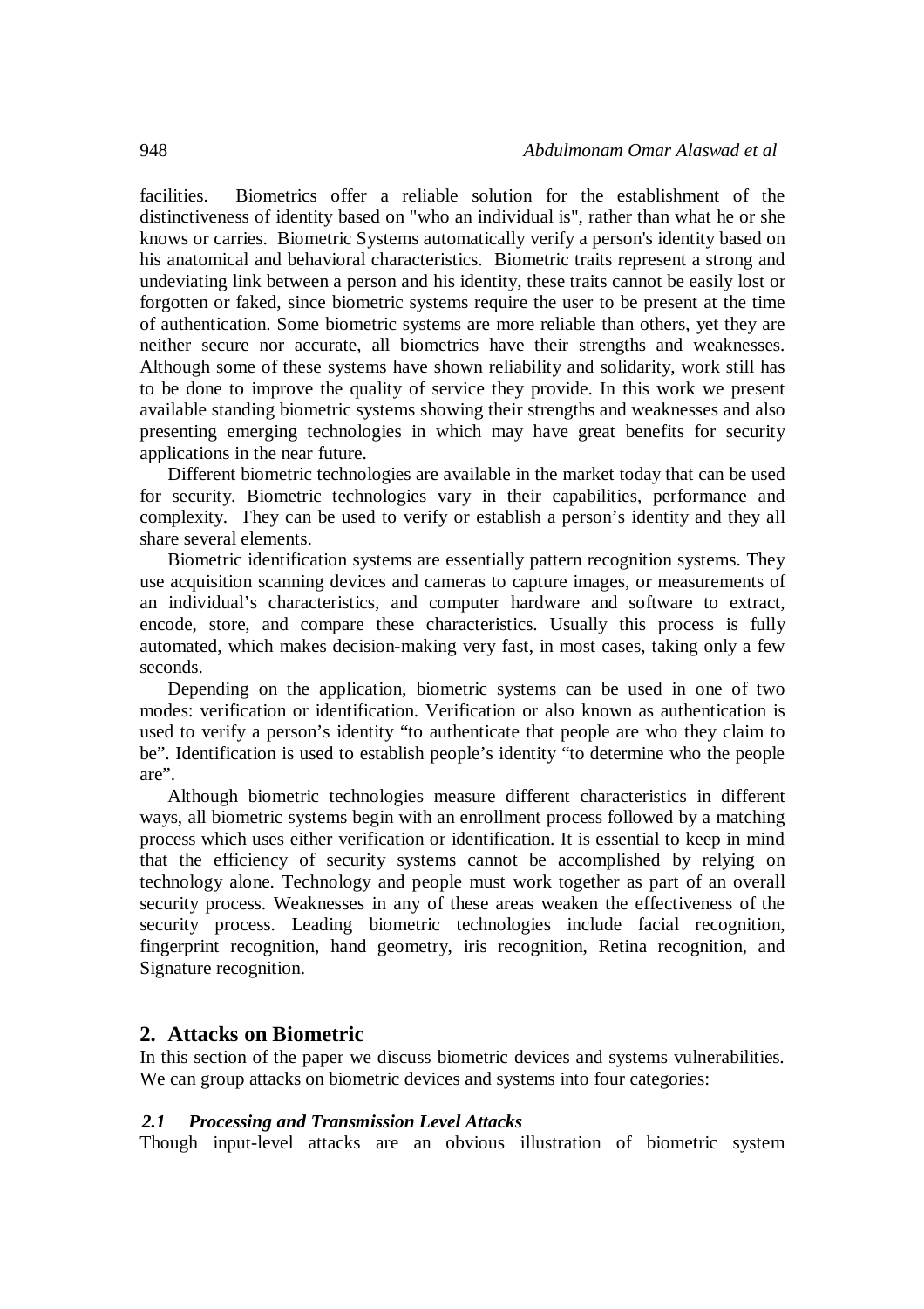facilities. Biometrics offer a reliable solution for the establishment of the distinctiveness of identity based on "who an individual is", rather than what he or she knows or carries. Biometric Systems automatically verify a person's identity based on his anatomical and behavioral characteristics. Biometric traits represent a strong and undeviating link between a person and his identity, these traits cannot be easily lost or forgotten or faked, since biometric systems require the user to be present at the time of authentication. Some biometric systems are more reliable than others, yet they are neither secure nor accurate, all biometrics have their strengths and weaknesses. Although some of these systems have shown reliability and solidarity, work still has to be done to improve the quality of service they provide. In this work we present available standing biometric systems showing their strengths and weaknesses and also presenting emerging technologies in which may have great benefits for security applications in the near future.

Different biometric technologies are available in the market today that can be used for security. Biometric technologies vary in their capabilities, performance and complexity. They can be used to verify or establish a person's identity and they all share several elements.

Biometric identification systems are essentially pattern recognition systems. They use acquisition scanning devices and cameras to capture images, or measurements of an individual's characteristics, and computer hardware and software to extract, encode, store, and compare these characteristics. Usually this process is fully automated, which makes decision-making very fast, in most cases, taking only a few seconds.

Depending on the application, biometric systems can be used in one of two modes: verification or identification. Verification or also known as authentication is used to verify a person's identity "to authenticate that people are who they claim to be". Identification is used to establish people's identity "to determine who the people are".

Although biometric technologies measure different characteristics in different ways, all biometric systems begin with an enrollment process followed by a matching process which uses either verification or identification. It is essential to keep in mind that the efficiency of security systems cannot be accomplished by relying on technology alone. Technology and people must work together as part of an overall security process. Weaknesses in any of these areas weaken the effectiveness of the security process. Leading biometric technologies include facial recognition, fingerprint recognition, hand geometry, iris recognition, Retina recognition, and Signature recognition.

## 2. Attacks on Biometric

In this section of the paper we discuss biometric devices and systems vulnerabilities. We can group attacks on biometric devices and systems into four categories:

### *2.1 Processing and Transmission Level Attacks*

Though input-level attacks are an obvious illustration of biometric system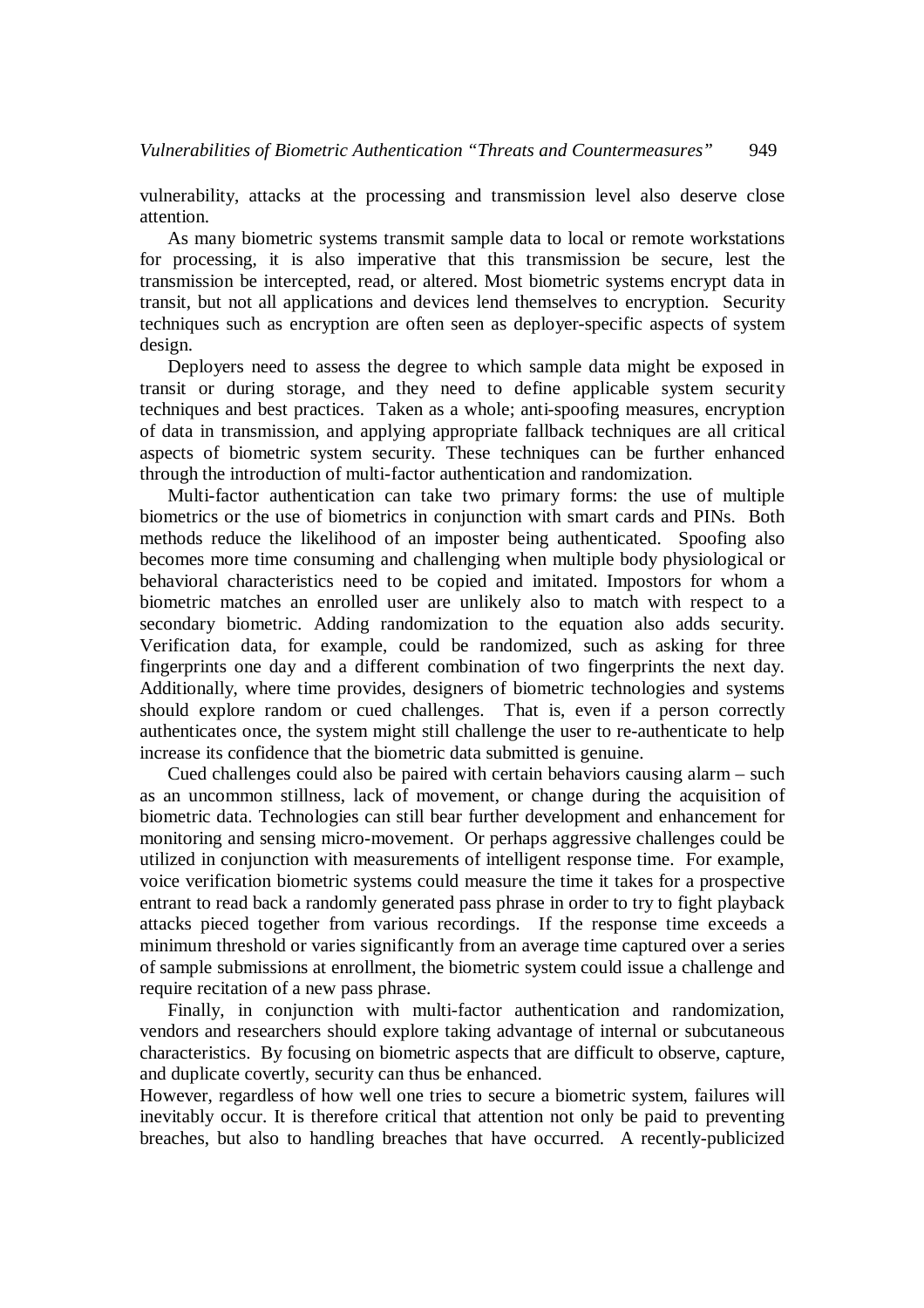vulnerability, attacks at the processing and transmission level also deserve close attention.

As many biometric systems transmit sample data to local or remote workstations for processing, it is also imperative that this transmission be secure, lest the transmission be intercepted, read, or altered. Most biometric systems encrypt data in transit, but not all applications and devices lend themselves to encryption. Security techniques such as encryption are often seen as deployer-specific aspects of system design.

Deployers need to assess the degree to which sample data might be exposed in transit or during storage, and they need to define applicable system security techniques and best practices. Taken as a whole; anti-spoofing measures, encryption of data in transmission, and applying appropriate fallback techniques are all critical aspects of biometric system security. These techniques can be further enhanced through the introduction of multi-factor authentication and randomization.

Multi-factor authentication can take two primary forms: the use of multiple biometrics or the use of biometrics in conjunction with smart cards and PINs. Both methods reduce the likelihood of an imposter being authenticated. Spoofing also becomes more time consuming and challenging when multiple body physiological or behavioral characteristics need to be copied and imitated. Impostors for whom a biometric matches an enrolled user are unlikely also to match with respect to a secondary biometric. Adding randomization to the equation also adds security. Verification data, for example, could be randomized, such as asking for three fingerprints one day and a different combination of two fingerprints the next day. Additionally, where time provides, designers of biometric technologies and systems should explore random or cued challenges. That is, even if a person correctly authenticates once, the system might still challenge the user to re-authenticate to help increase its confidence that the biometric data submitted is genuine.

Cued challenges could also be paired with certain behaviors causing alarm – such as an uncommon stillness, lack of movement, or change during the acquisition of biometric data. Technologies can still bear further development and enhancement for monitoring and sensing micro-movement. Or perhaps aggressive challenges could be utilized in conjunction with measurements of intelligent response time. For example, voice verification biometric systems could measure the time it takes for a prospective entrant to read back a randomly generated pass phrase in order to try to fight playback attacks pieced together from various recordings. If the response time exceeds a minimum threshold or varies significantly from an average time captured over a series of sample submissions at enrollment, the biometric system could issue a challenge and require recitation of a new pass phrase.

Finally, in conjunction with multi-factor authentication and randomization, vendors and researchers should explore taking advantage of internal or subcutaneous characteristics. By focusing on biometric aspects that are difficult to observe, capture, and duplicate covertly, security can thus be enhanced.

However, regardless of how well one tries to secure a biometric system, failures will inevitably occur. It is therefore critical that attention not only be paid to preventing breaches, but also to handling breaches that have occurred. A recently-publicized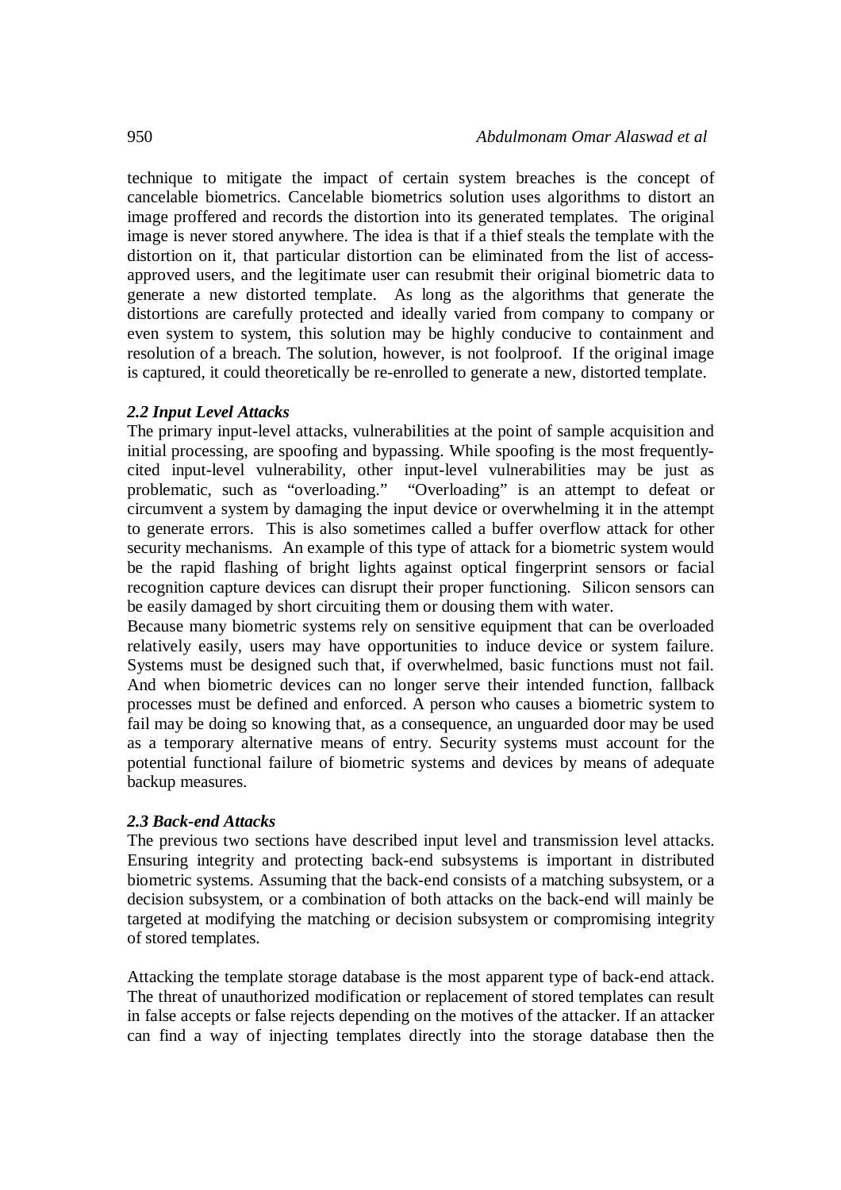technique to mitigate the impact of certain system breaches is the concept of cancelable biometrics. Cancelable biometrics solution uses algorithms to distort an image proffered and records the distortion into its generated templates. The original image is never stored anywhere. The idea is that if a thief steals the template with the distortion on it, that particular distortion can be eliminated from the list of access-approved users, and the legitimate user can resubmit their original biometric data to generate a new distorted template. As long as the algorithms that generate the distortions are carefully protected and ideally varied from company to company or even system to system, this solution may be highly conducive to containment and resolution of a breach. The solution, however, is not foolproof. If the original image is captured, it could theoretically be re-enrolled to generate a new, distorted template.

### *2.2 Input Level Attacks*

The primary input-level attacks, vulnerabilities at the point of sample acquisition and initial processing, are spoofing and bypassing. While spoofing is the most frequently-cited input-level vulnerability, other input-level vulnerabilities may be just as problematic, such as "overloading." "Overloading" is an attempt to defeat or circumvent a system by damaging the input device or overwhelming it in the attempt to generate errors. This is also sometimes called a buffer overflow attack for other security mechanisms. An example of this type of attack for a biometric system would be the rapid flashing of bright lights against optical fingerprint sensors or facial recognition capture devices can disrupt their proper functioning. Silicon sensors can be easily damaged by short circuiting them or dousing them with water.

Because many biometric systems rely on sensitive equipment that can be overloaded relatively easily, users may have opportunities to induce device or system failure. Systems must be designed such that, if overwhelmed, basic functions must not fail. And when biometric devices can no longer serve their intended function, fallback processes must be defined and enforced. A person who causes a biometric system to fail may be doing so knowing that, as a consequence, an unguarded door may be used as a temporary alternative means of entry. Security systems must account for the potential functional failure of biometric systems and devices by means of adequate backup measures.

### *2.3 Back-end Attacks*

The previous two sections have described input level and transmission level attacks. Ensuring integrity and protecting back-end subsystems is important in distributed biometric systems. Assuming that the back-end consists of a matching subsystem, or a decision subsystem, or a combination of both attacks on the back-end will mainly be targeted at modifying the matching or decision subsystem or compromising integrity of stored templates.

Attacking the template storage database is the most apparent type of back-end attack. The threat of unauthorized modification or replacement of stored templates can result in false accepts or false rejects depending on the motives of the attacker. If an attacker can find a way of injecting templates directly into the storage database then the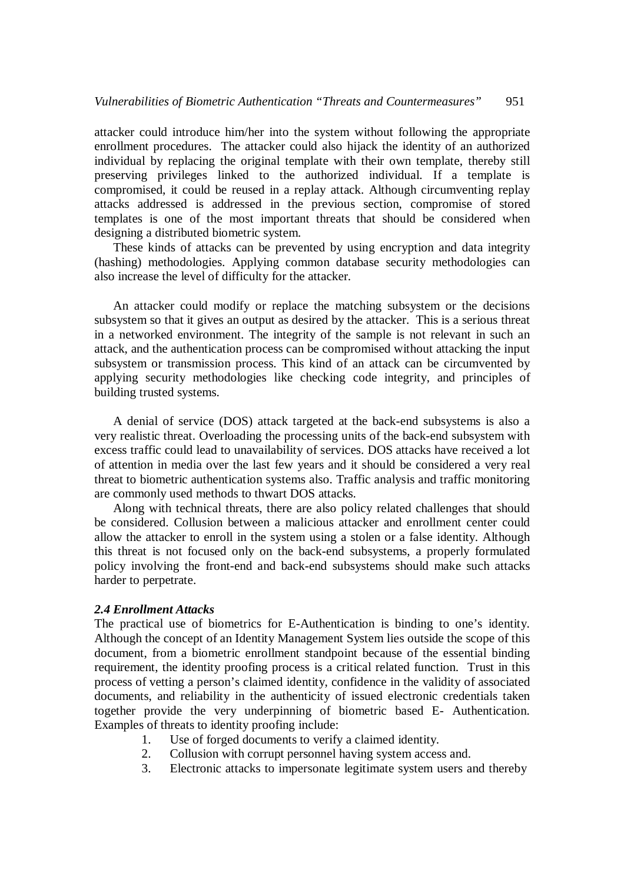attacker could introduce him/her into the system without following the appropriate enrollment procedures. The attacker could also hijack the identity of an authorized individual by replacing the original template with their own template, thereby still preserving privileges linked to the authorized individual. If a template is compromised, it could be reused in a replay attack. Although circumventing replay attacks addressed is addressed in the previous section, compromise of stored templates is one of the most important threats that should be considered when designing a distributed biometric system.

These kinds of attacks can be prevented by using encryption and data integrity (hashing) methodologies. Applying common database security methodologies can also increase the level of difficulty for the attacker.

An attacker could modify or replace the matching subsystem or the decisions subsystem so that it gives an output as desired by the attacker. This is a serious threat in a networked environment. The integrity of the sample is not relevant in such an attack, and the authentication process can be compromised without attacking the input subsystem or transmission process. This kind of an attack can be circumvented by applying security methodologies like checking code integrity, and principles of building trusted systems.

A denial of service (DOS) attack targeted at the back-end subsystems is also a very realistic threat. Overloading the processing units of the back-end subsystem with excess traffic could lead to unavailability of services. DOS attacks have received a lot of attention in media over the last few years and it should be considered a very real threat to biometric authentication systems also. Traffic analysis and traffic monitoring are commonly used methods to thwart DOS attacks.

Along with technical threats, there are also policy related challenges that should be considered. Collusion between a malicious attacker and enrollment center could allow the attacker to enroll in the system using a stolen or a false identity. Although this threat is not focused only on the back-end subsystems, a properly formulated policy involving the front-end and back-end subsystems should make such attacks harder to perpetrate.

### *2.4 Enrollment Attacks*

The practical use of biometrics for E-Authentication is binding to one's identity. Although the concept of an Identity Management System lies outside the scope of this document, from a biometric enrollment standpoint because of the essential binding requirement, the identity proofing process is a critical related function. Trust in this process of vetting a person's claimed identity, confidence in the validity of associated documents, and reliability in the authenticity of issued electronic credentials taken together provide the very underpinning of biometric based E- Authentication. Examples of threats to identity proofing include:

1. Use of forged documents to verify a claimed identity.
2. Collusion with corrupt personnel having system access and.
3. Electronic attacks to impersonate legitimate system users and thereby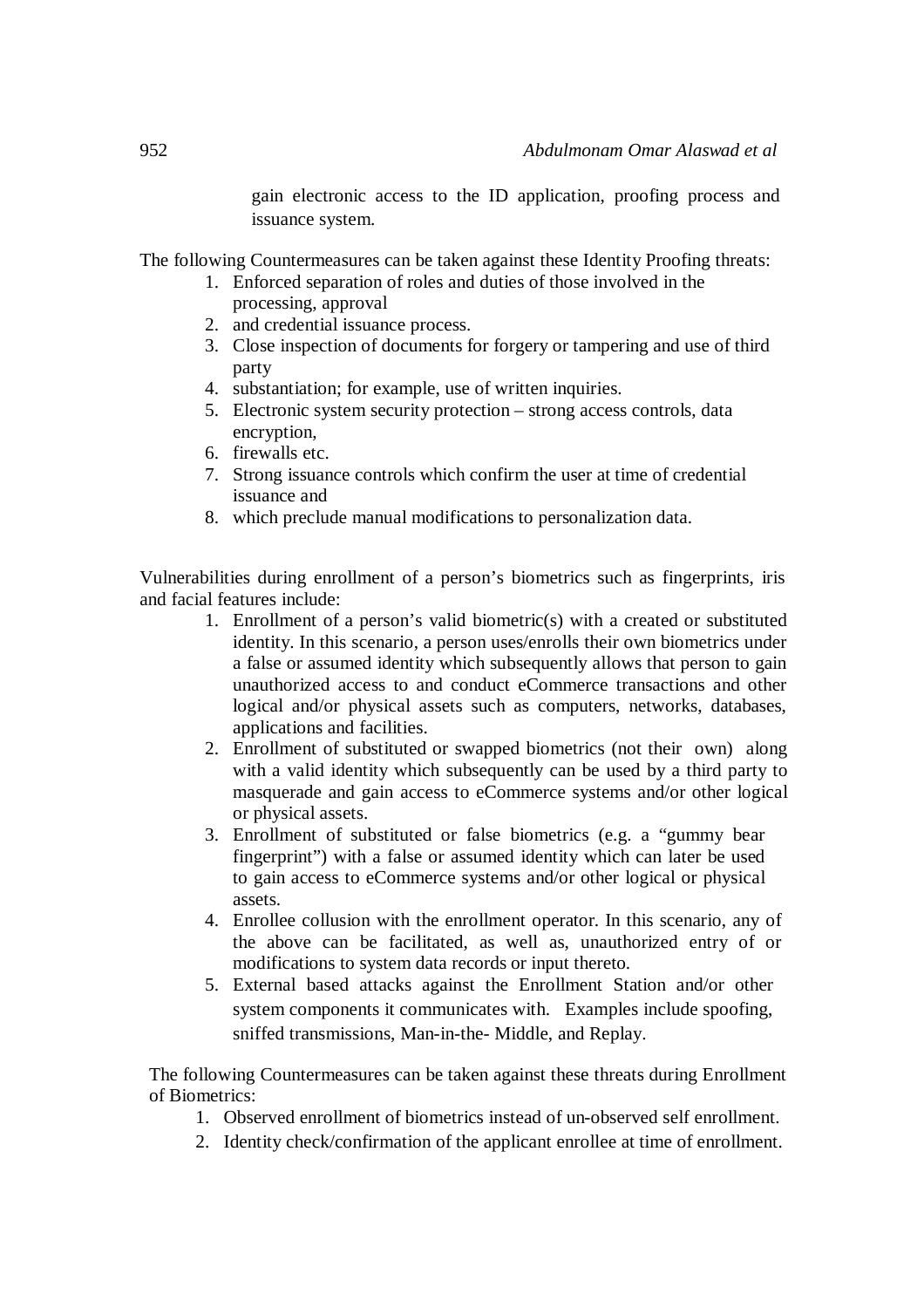gain electronic access to the ID application, proofing process and issuance system.

The following Countermeasures can be taken against these Identity Proofing threats:

1. Enforced separation of roles and duties of those involved in the processing, approval
2. and credential issuance process.
3. Close inspection of documents for forgery or tampering and use of third party
4. substantiation; for example, use of written inquiries.
5. Electronic system security protection – strong access controls, data encryption,
6. firewalls etc.
7. Strong issuance controls which confirm the user at time of credential issuance and
8. which preclude manual modifications to personalization data.

Vulnerabilities during enrollment of a person's biometrics such as fingerprints, iris and facial features include:

1. Enrollment of a person's valid biometric(s) with a created or substituted identity. In this scenario, a person uses/enrolls their own biometrics under a false or assumed identity which subsequently allows that person to gain unauthorized access to and conduct eCommerce transactions and other logical and/or physical assets such as computers, networks, databases, applications and facilities.
2. Enrollment of substituted or swapped biometrics (not their own) along with a valid identity which subsequently can be used by a third party to masquerade and gain access to eCommerce systems and/or other logical or physical assets.
3. Enrollment of substituted or false biometrics (e.g. a "gummy bear fingerprint") with a false or assumed identity which can later be used to gain access to eCommerce systems and/or other logical or physical assets.
4. Enrollee collusion with the enrollment operator. In this scenario, any of the above can be facilitated, as well as, unauthorized entry of or modifications to system data records or input thereto.
5. External based attacks against the Enrollment Station and/or other system components it communicates with. Examples include spoofing, sniffed transmissions, Man-in-the- Middle, and Replay.

The following Countermeasures can be taken against these threats during Enrollment of Biometrics:

1. Observed enrollment of biometrics instead of un-observed self enrollment.
2. Identity check/confirmation of the applicant enrollee at time of enrollment.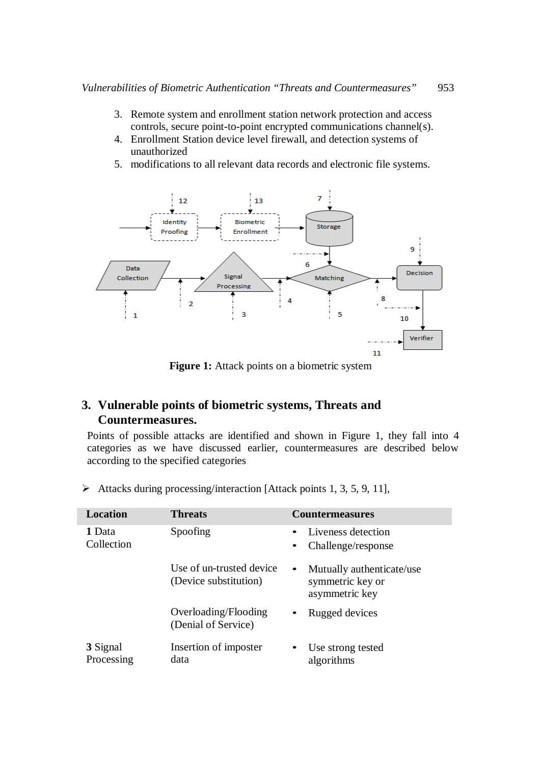3. Remote system and enrollment station network protection and access controls, secure point-to-point encrypted communications channel(s).
4. Enrollment Station device level firewall, and detection systems of unauthorized
5. modifications to all relevant data records and electronic file systems.

**Figure 1:** Attack points on a biometric system

## 3. Vulnerable points of biometric systems, Threats and Countermeasures.

Points of possible attacks are identified and shown in Figure 1, they fall into 4 categories as we have discussed earlier, countermeasures are described below according to the specified categories

➢ Attacks during processing/interaction [Attack points 1, 3, 5, 9, 11],

| Location | Threats | Countermeasures |
|---|---|---|
| **1** Data Collection | Spoofing | • Liveness detection<br>• Challenge/response |
| | Use of un-trusted device (Device substitution) | • Mutually authenticate/use symmetric key or asymmetric key |
| | Overloading/Flooding (Denial of Service) | • Rugged devices |
| **3** Signal Processing | Insertion of imposter data | • Use strong tested algorithms |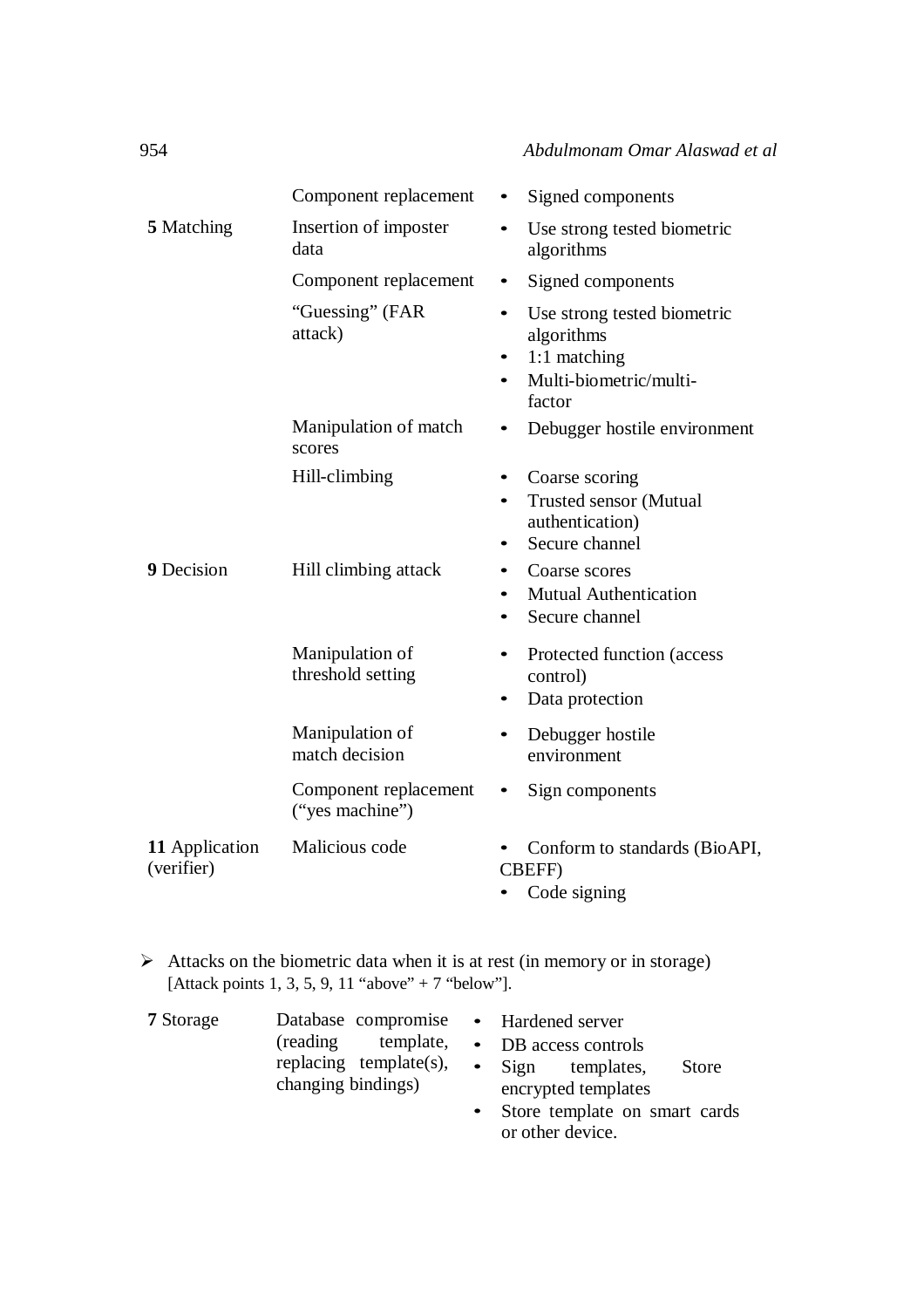| | | |
|---|---|---|
| | Component replacement | • Signed components |
| **5** Matching | Insertion of imposter data | • Use strong tested biometric algorithms |
| | Component replacement | • Signed components |
| | "Guessing" (FAR attack) | • Use strong tested biometric algorithms<br>• 1:1 matching<br>• Multi-biometric/multi-factor |
| | Manipulation of match scores | • Debugger hostile environment |
| | Hill-climbing | • Coarse scoring<br>• Trusted sensor (Mutual authentication)<br>• Secure channel |
| **9** Decision | Hill climbing attack | • Coarse scores<br>• Mutual Authentication<br>• Secure channel |
| | Manipulation of threshold setting | • Protected function (access control)<br>• Data protection |
| | Manipulation of match decision | • Debugger hostile environment |
| | Component replacement ("yes machine") | • Sign components |
| **11** Application (verifier) | Malicious code | • Conform to standards (BioAPI, CBEFF)<br>• Code signing |

- Attacks on the biometric data when it is at rest (in memory or in storage) [Attack points 1, 3, 5, 9, 11 "above" + 7 "below"].

| | | |
|---|---|---|
| **7** Storage | Database compromise (reading template, replacing template(s), changing bindings) | • Hardened server<br>• DB access controls<br>• Sign templates, Store encrypted templates<br>• Store template on smart cards or other device. |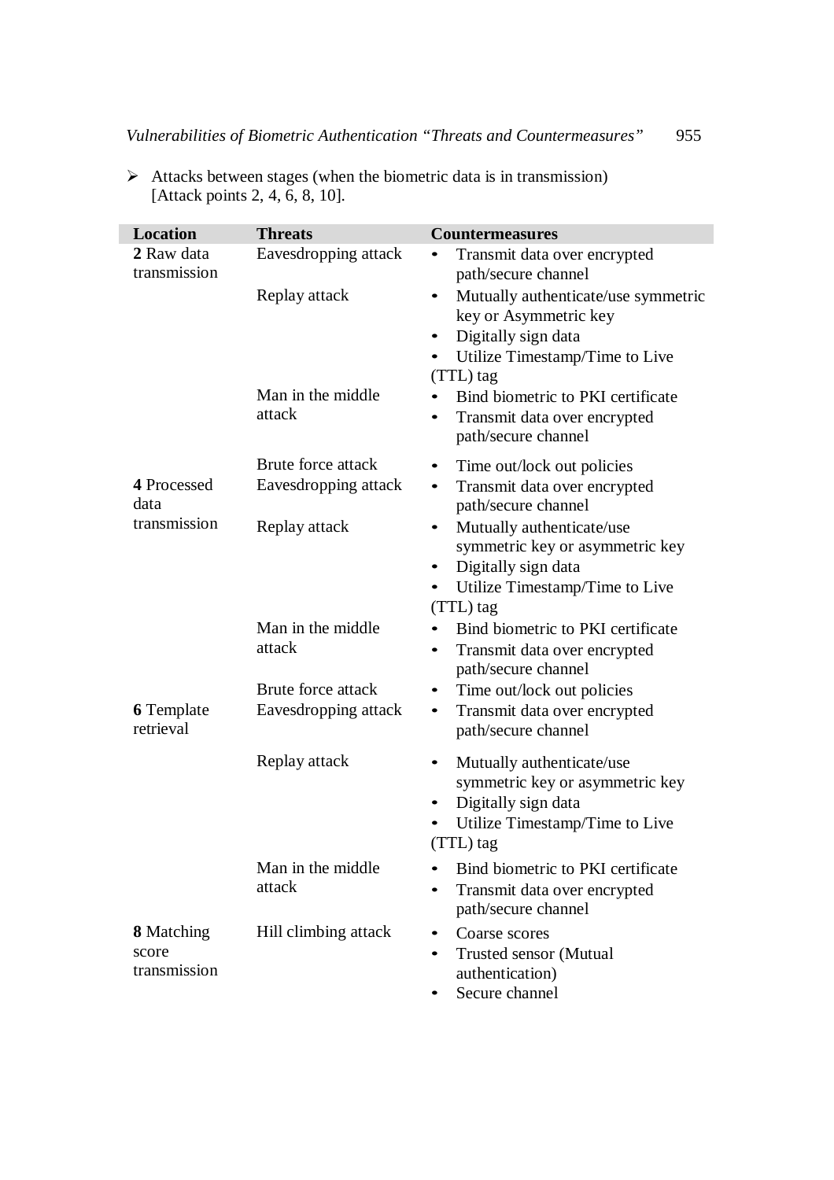- Attacks between stages (when the biometric data is in transmission) [Attack points 2, 4, 6, 8, 10].

| Location | Threats | Countermeasures |
|---|---|---|
| **2** Raw data transmission | Eavesdropping attack | • Transmit data over encrypted path/secure channel |
| | Replay attack | • Mutually authenticate/use symmetric key or Asymmetric key<br>• Digitally sign data<br>• Utilize Timestamp/Time to Live (TTL) tag |
| | Man in the middle attack | • Bind biometric to PKI certificate<br>• Transmit data over encrypted path/secure channel |
| | Brute force attack | • Time out/lock out policies |
| **4** Processed data transmission | Eavesdropping attack | • Transmit data over encrypted path/secure channel |
| | Replay attack | • Mutually authenticate/use symmetric key or asymmetric key<br>• Digitally sign data<br>• Utilize Timestamp/Time to Live (TTL) tag |
| | Man in the middle attack | • Bind biometric to PKI certificate<br>• Transmit data over encrypted path/secure channel |
| | Brute force attack | • Time out/lock out policies |
| **6** Template retrieval | Eavesdropping attack | • Transmit data over encrypted path/secure channel |
| | Replay attack | • Mutually authenticate/use symmetric key or asymmetric key<br>• Digitally sign data<br>• Utilize Timestamp/Time to Live (TTL) tag |
| | Man in the middle attack | • Bind biometric to PKI certificate<br>• Transmit data over encrypted path/secure channel |
| **8** Matching score transmission | Hill climbing attack | • Coarse scores<br>• Trusted sensor (Mutual authentication)<br>• Secure channel |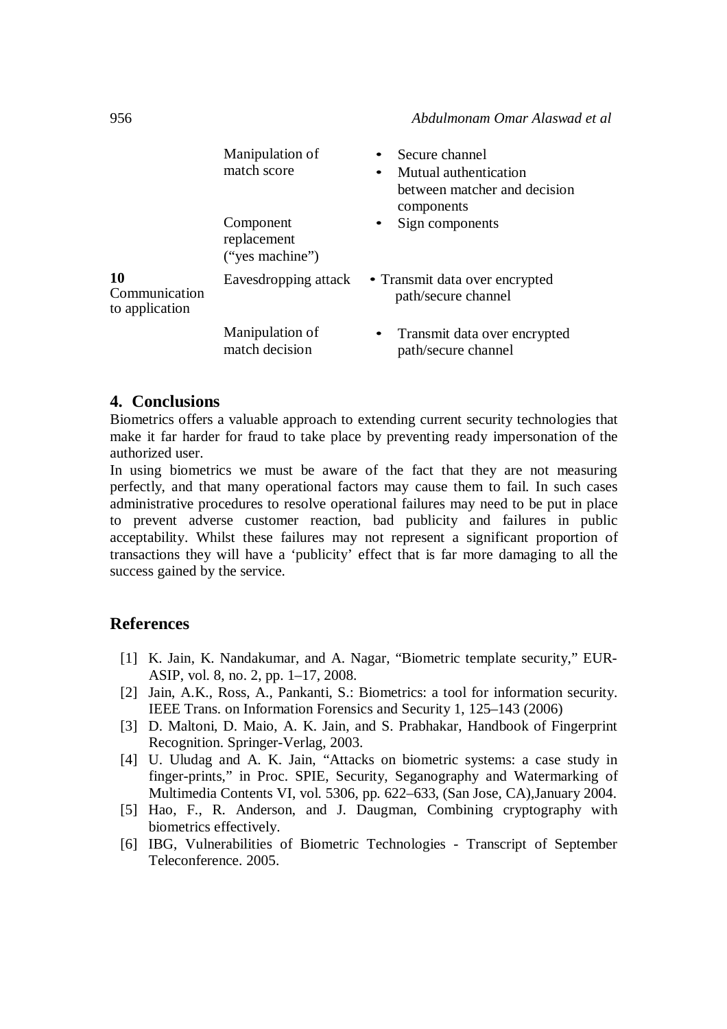| | Manipulation of match score | • Secure channel<br>• Mutual authentication between matcher and decision components |
|---|---|---|
| | Component replacement ("yes machine") | • Sign components |
| **10** Communication to application | Eavesdropping attack | • Transmit data over encrypted path/secure channel |
| | Manipulation of match decision | • Transmit data over encrypted path/secure channel |

## 4. Conclusions

Biometrics offers a valuable approach to extending current security technologies that make it far harder for fraud to take place by preventing ready impersonation of the authorized user.

In using biometrics we must be aware of the fact that they are not measuring perfectly, and that many operational factors may cause them to fail. In such cases administrative procedures to resolve operational failures may need to be put in place to prevent adverse customer reaction, bad publicity and failures in public acceptability. Whilst these failures may not represent a significant proportion of transactions they will have a 'publicity' effect that is far more damaging to all the success gained by the service.

## References

[1] K. Jain, K. Nandakumar, and A. Nagar, "Biometric template security," EURASIP, vol. 8, no. 2, pp. 1–17, 2008.

[2] Jain, A.K., Ross, A., Pankanti, S.: Biometrics: a tool for information security. IEEE Trans. on Information Forensics and Security 1, 125–143 (2006)

[3] D. Maltoni, D. Maio, A. K. Jain, and S. Prabhakar, Handbook of Fingerprint Recognition. Springer-Verlag, 2003.

[4] U. Uludag and A. K. Jain, "Attacks on biometric systems: a case study in finger-prints," in Proc. SPIE, Security, Seganography and Watermarking of Multimedia Contents VI, vol. 5306, pp. 622–633, (San Jose, CA),January 2004.

[5] Hao, F., R. Anderson, and J. Daugman, Combining cryptography with biometrics effectively.

[6] IBG, Vulnerabilities of Biometric Technologies - Transcript of September Teleconference. 2005.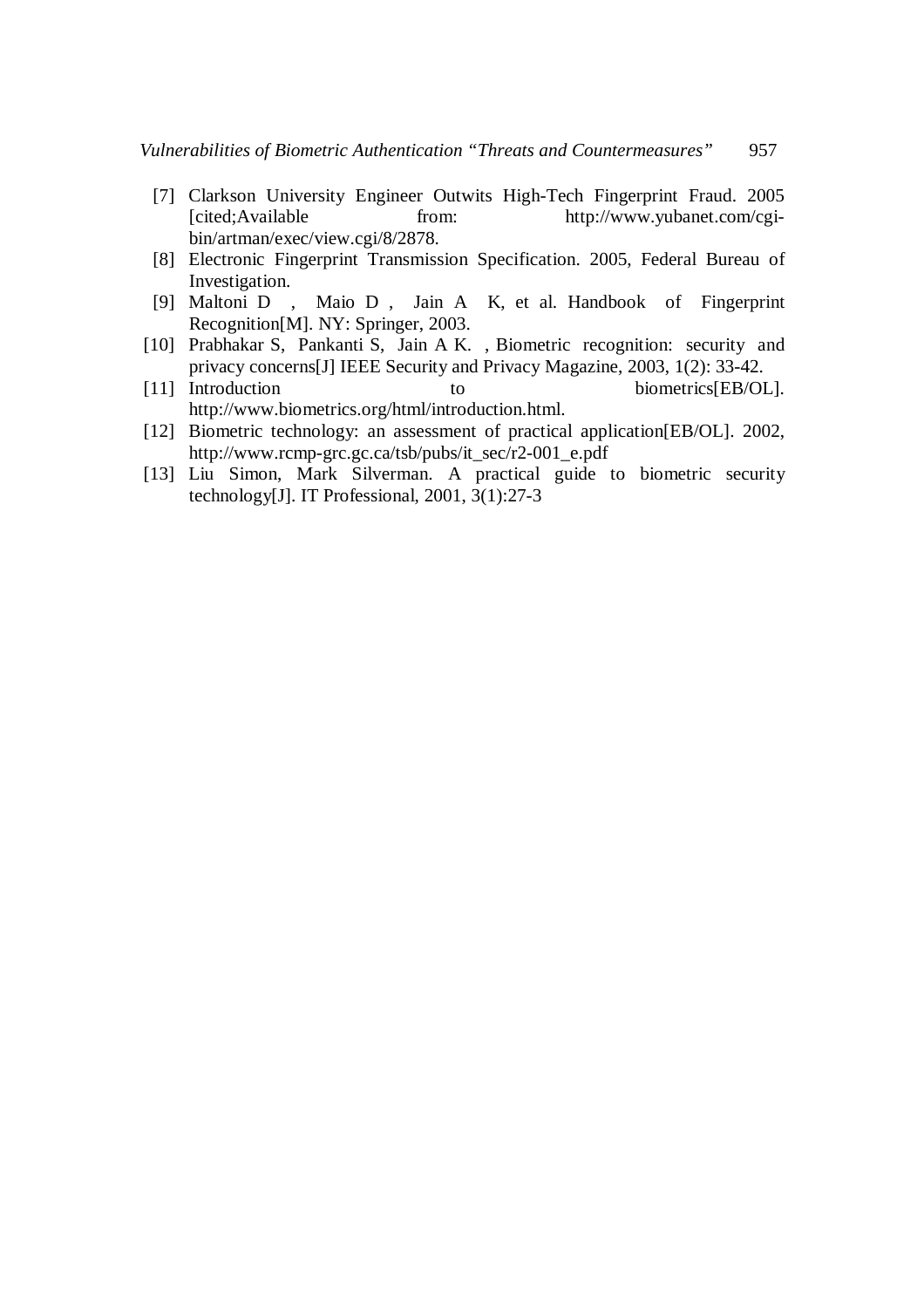[7] Clarkson University Engineer Outwits High-Tech Fingerprint Fraud. 2005 [cited;Available from: http://www.yubanet.com/cgi-bin/artman/exec/view.cgi/8/2878.

[8] Electronic Fingerprint Transmission Specification. 2005, Federal Bureau of Investigation.

[9] Maltoni D , Maio D , Jain A K, et al. Handbook of Fingerprint Recognition[M]. NY: Springer, 2003.

[10] Prabhakar S, Pankanti S, Jain A K. , Biometric recognition: security and privacy concerns[J] IEEE Security and Privacy Magazine, 2003, 1(2): 33-42.

[11] Introduction to biometrics[EB/OL]. http://www.biometrics.org/html/introduction.html.

[12] Biometric technology: an assessment of practical application[EB/OL]. 2002, http://www.rcmp-grc.gc.ca/tsb/pubs/it_sec/r2-001_e.pdf

[13] Liu Simon, Mark Silverman. A practical guide to biometric security technology[J]. IT Professional, 2001, 3(1):27-3